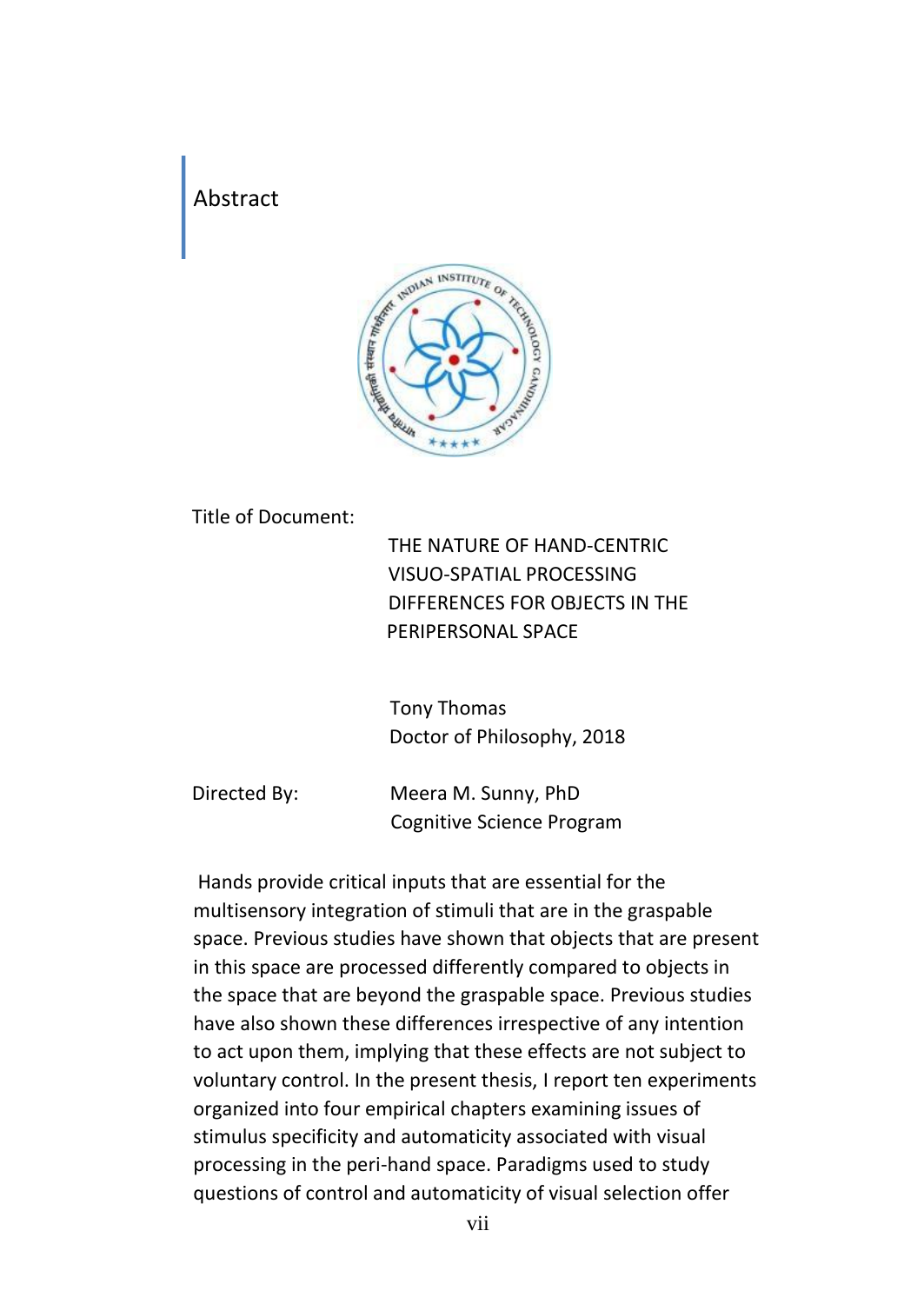# Abstract

Title of Document:

THE NATURE OF HAND-CENTRIC VISUO-SPATIAL PROCESSING DIFFERENCES FOR OBJECTS IN THE PERIPERSONAL SPACE

Tony Thomas
Doctor of Philosophy, 2018

Directed By: Meera M. Sunny, PhD
Cognitive Science Program

Hands provide critical inputs that are essential for the multisensory integration of stimuli that are in the graspable space. Previous studies have shown that objects that are present in this space are processed differently compared to objects in the space that are beyond the graspable space. Previous studies have also shown these differences irrespective of any intention to act upon them, implying that these effects are not subject to voluntary control. In the present thesis, I report ten experiments organized into four empirical chapters examining issues of stimulus specificity and automaticity associated with visual processing in the peri-hand space. Paradigms used to study questions of control and automaticity of visual selection offer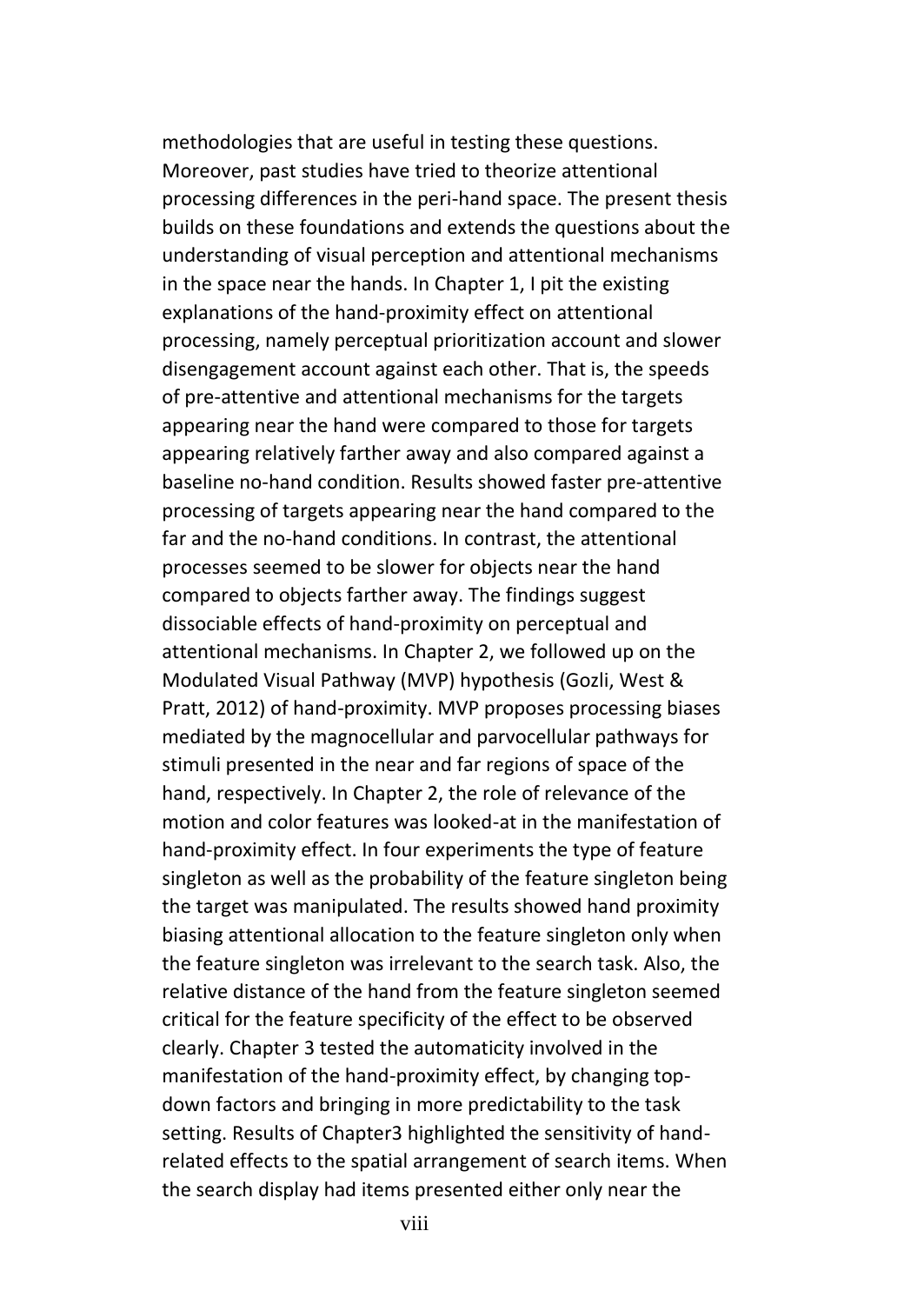methodologies that are useful in testing these questions. Moreover, past studies have tried to theorize attentional processing differences in the peri-hand space. The present thesis builds on these foundations and extends the questions about the understanding of visual perception and attentional mechanisms in the space near the hands. In Chapter 1, I pit the existing explanations of the hand-proximity effect on attentional processing, namely perceptual prioritization account and slower disengagement account against each other. That is, the speeds of pre-attentive and attentional mechanisms for the targets appearing near the hand were compared to those for targets appearing relatively farther away and also compared against a baseline no-hand condition. Results showed faster pre-attentive processing of targets appearing near the hand compared to the far and the no-hand conditions. In contrast, the attentional processes seemed to be slower for objects near the hand compared to objects farther away. The findings suggest dissociable effects of hand-proximity on perceptual and attentional mechanisms. In Chapter 2, we followed up on the Modulated Visual Pathway (MVP) hypothesis (Gozli, West & Pratt, 2012) of hand-proximity. MVP proposes processing biases mediated by the magnocellular and parvocellular pathways for stimuli presented in the near and far regions of space of the hand, respectively. In Chapter 2, the role of relevance of the motion and color features was looked-at in the manifestation of hand-proximity effect. In four experiments the type of feature singleton as well as the probability of the feature singleton being the target was manipulated. The results showed hand proximity biasing attentional allocation to the feature singleton only when the feature singleton was irrelevant to the search task. Also, the relative distance of the hand from the feature singleton seemed critical for the feature specificity of the effect to be observed clearly. Chapter 3 tested the automaticity involved in the manifestation of the hand-proximity effect, by changing top-down factors and bringing in more predictability to the task setting. Results of Chapter3 highlighted the sensitivity of hand-related effects to the spatial arrangement of search items. When the search display had items presented either only near the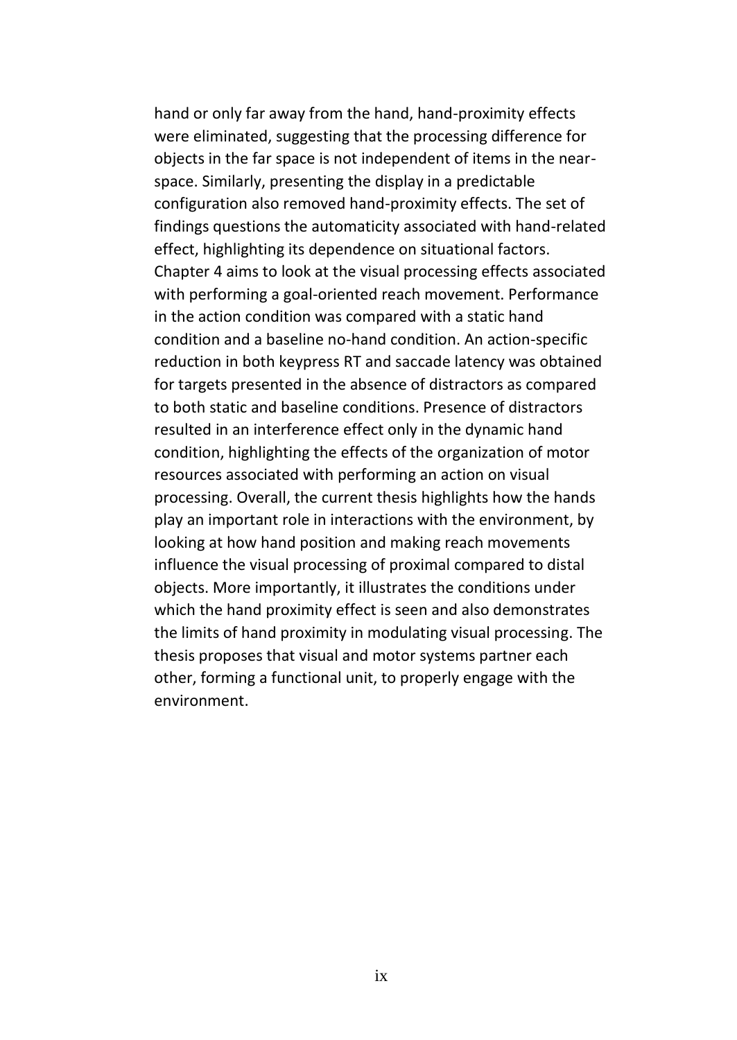hand or only far away from the hand, hand-proximity effects were eliminated, suggesting that the processing difference for objects in the far space is not independent of items in the near-space. Similarly, presenting the display in a predictable configuration also removed hand-proximity effects. The set of findings questions the automaticity associated with hand-related effect, highlighting its dependence on situational factors. Chapter 4 aims to look at the visual processing effects associated with performing a goal-oriented reach movement. Performance in the action condition was compared with a static hand condition and a baseline no-hand condition. An action-specific reduction in both keypress RT and saccade latency was obtained for targets presented in the absence of distractors as compared to both static and baseline conditions. Presence of distractors resulted in an interference effect only in the dynamic hand condition, highlighting the effects of the organization of motor resources associated with performing an action on visual processing. Overall, the current thesis highlights how the hands play an important role in interactions with the environment, by looking at how hand position and making reach movements influence the visual processing of proximal compared to distal objects. More importantly, it illustrates the conditions under which the hand proximity effect is seen and also demonstrates the limits of hand proximity in modulating visual processing. The thesis proposes that visual and motor systems partner each other, forming a functional unit, to properly engage with the environment.